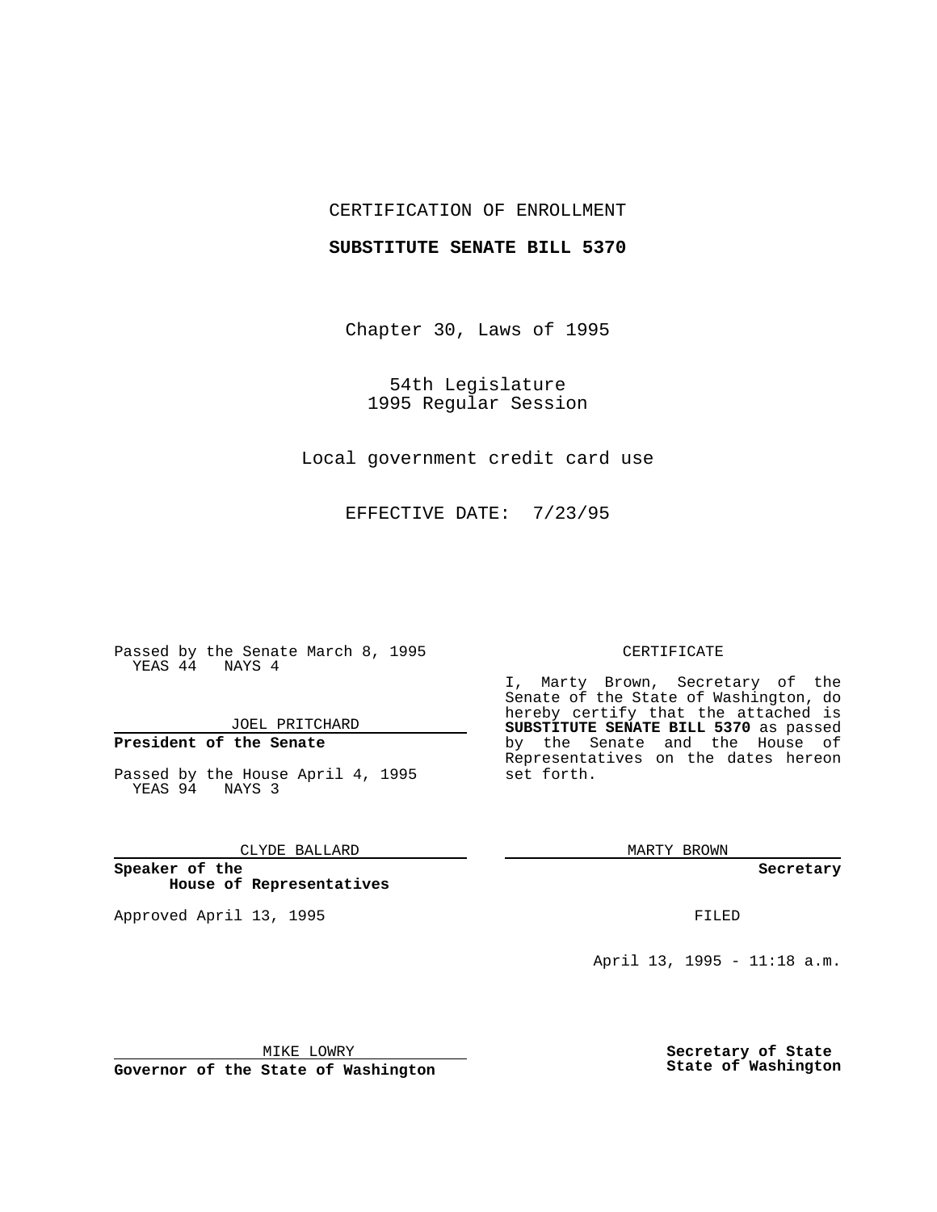CERTIFICATION OF ENROLLMENT

**SUBSTITUTE SENATE BILL 5370**

Chapter 30, Laws of 1995

54th Legislature
1995 Regular Session

Local government credit card use

EFFECTIVE DATE: 7/23/95

Passed by the Senate March 8, 1995
YEAS 44 NAYS 4

JOEL PRITCHARD

**President of the Senate**

Passed by the House April 4, 1995
YEAS 94 NAYS 3

CLYDE BALLARD

**Speaker of the House of Representatives**

Approved April 13, 1995

MIKE LOWRY

**Governor of the State of Washington**

CERTIFICATE

I, Marty Brown, Secretary of the Senate of the State of Washington, do hereby certify that the attached is **SUBSTITUTE SENATE BILL 5370** as passed by the Senate and the House of Representatives on the dates hereon set forth.

MARTY BROWN

**Secretary**

FILED

April 13, 1995 - 11:18 a.m.

**Secretary of State State of Washington**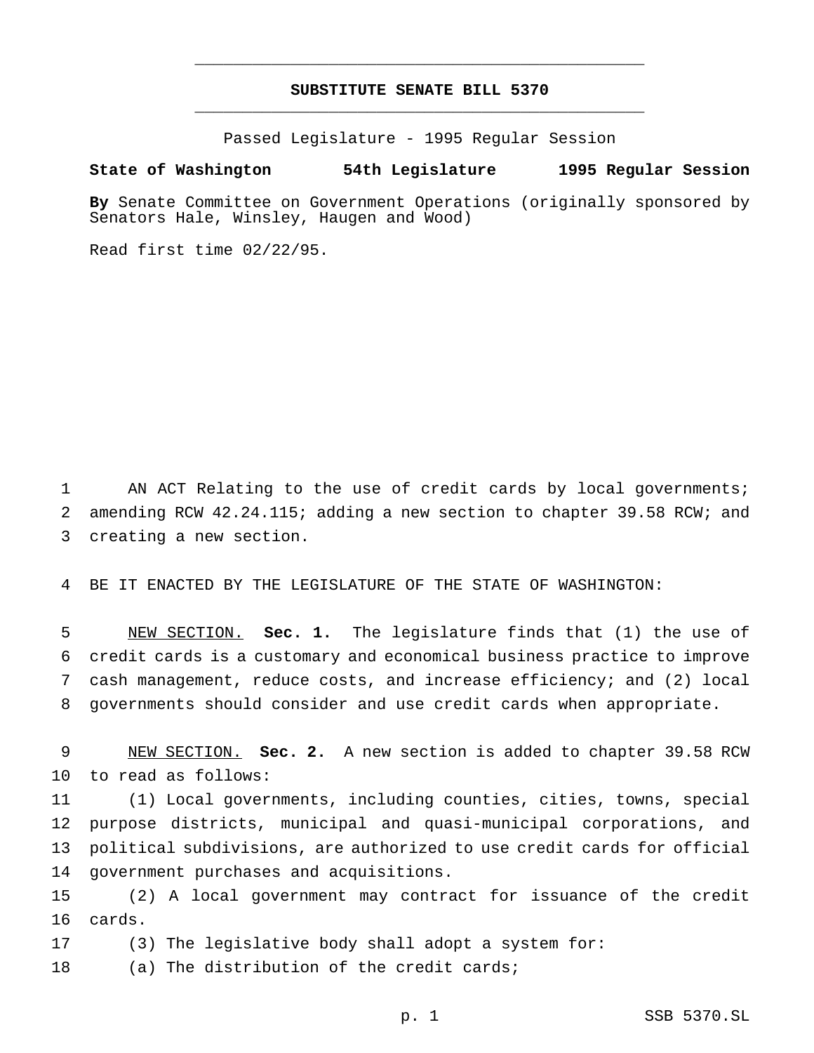# SUBSTITUTE SENATE BILL 5370

Passed Legislature - 1995 Regular Session

**State of Washington 54th Legislature 1995 Regular Session**

**By** Senate Committee on Government Operations (originally sponsored by Senators Hale, Winsley, Haugen and Wood)

Read first time 02/22/95.

AN ACT Relating to the use of credit cards by local governments; amending RCW 42.24.115; adding a new section to chapter 39.58 RCW; and creating a new section.

BE IT ENACTED BY THE LEGISLATURE OF THE STATE OF WASHINGTON:

NEW SECTION. **Sec. 1.** The legislature finds that (1) the use of credit cards is a customary and economical business practice to improve cash management, reduce costs, and increase efficiency; and (2) local governments should consider and use credit cards when appropriate.

NEW SECTION. **Sec. 2.** A new section is added to chapter 39.58 RCW to read as follows:

(1) Local governments, including counties, cities, towns, special purpose districts, municipal and quasi-municipal corporations, and political subdivisions, are authorized to use credit cards for official government purchases and acquisitions.

(2) A local government may contract for issuance of the credit cards.

(3) The legislative body shall adopt a system for:

(a) The distribution of the credit cards;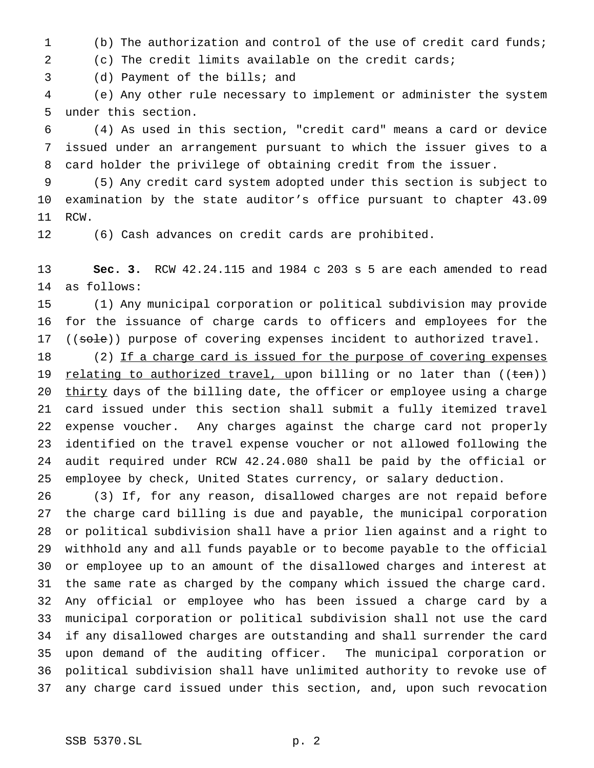(b) The authorization and control of the use of credit card funds;

(c) The credit limits available on the credit cards;

(d) Payment of the bills; and

(e) Any other rule necessary to implement or administer the system under this section.

(4) As used in this section, "credit card" means a card or device issued under an arrangement pursuant to which the issuer gives to a card holder the privilege of obtaining credit from the issuer.

(5) Any credit card system adopted under this section is subject to examination by the state auditor's office pursuant to chapter 43.09 RCW.

(6) Cash advances on credit cards are prohibited.

**Sec. 3.** RCW 42.24.115 and 1984 c 203 s 5 are each amended to read as follows:

(1) Any municipal corporation or political subdivision may provide for the issuance of charge cards to officers and employees for the ((~~sole~~)) purpose of covering expenses incident to authorized travel.

(2) <u>If a charge card is issued for the purpose of covering expenses relating to authorized travel, u</u>pon billing or no later than ((~~ten~~)) <u>thirty</u> days of the billing date, the officer or employee using a charge card issued under this section shall submit a fully itemized travel expense voucher. Any charges against the charge card not properly identified on the travel expense voucher or not allowed following the audit required under RCW 42.24.080 shall be paid by the official or employee by check, United States currency, or salary deduction.

(3) If, for any reason, disallowed charges are not repaid before the charge card billing is due and payable, the municipal corporation or political subdivision shall have a prior lien against and a right to withhold any and all funds payable or to become payable to the official or employee up to an amount of the disallowed charges and interest at the same rate as charged by the company which issued the charge card. Any official or employee who has been issued a charge card by a municipal corporation or political subdivision shall not use the card if any disallowed charges are outstanding and shall surrender the card upon demand of the auditing officer. The municipal corporation or political subdivision shall have unlimited authority to revoke use of any charge card issued under this section, and, upon such revocation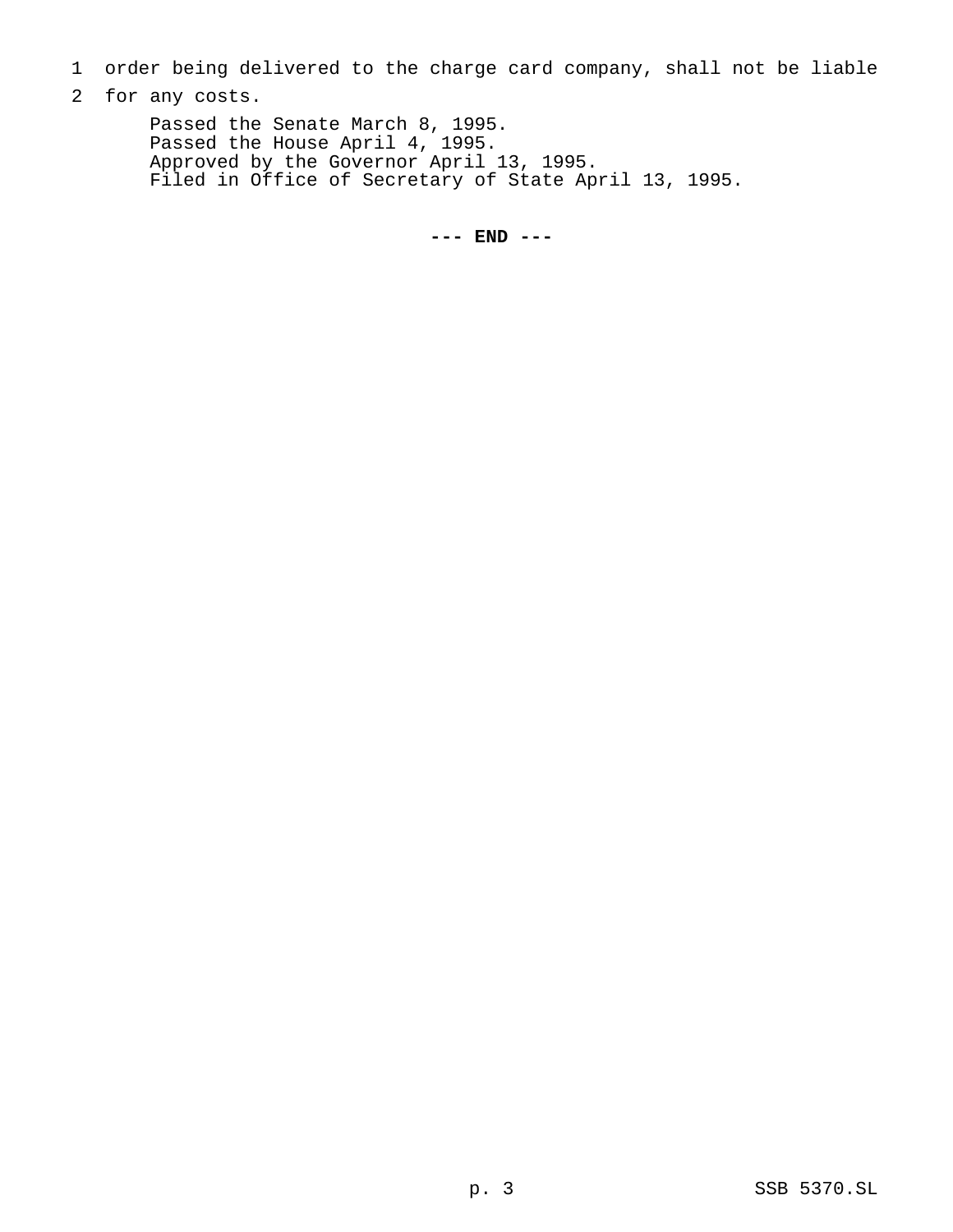order being delivered to the charge card company, shall not be liable for any costs.

Passed the Senate March 8, 1995.
Passed the House April 4, 1995.
Approved by the Governor April 13, 1995.
Filed in Office of Secretary of State April 13, 1995.

**--- END ---**